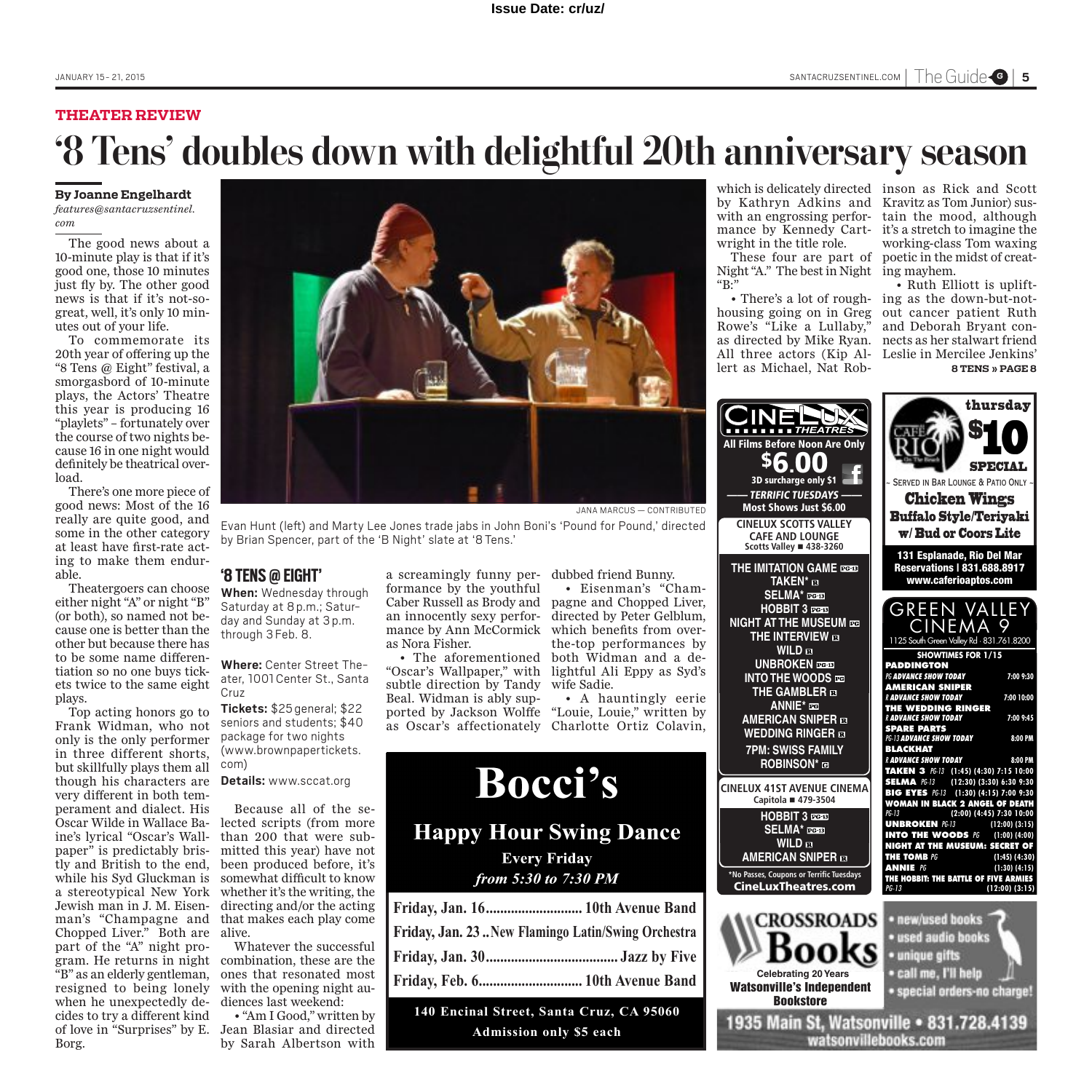Issue Date: cr/uz/

## THEATER REVIEW

# '8 Tens' doubles down with delightful 20th anniversary season

**By Joanne Engelhardt**
*features@santacruzsentinel.com*

The good news about a 10-minute play is that if it's good one, those 10 minutes just fly by. The other good news is that if it's not-so-great, well, it's only 10 minutes out of your life.

To commemorate its 20th year of offering up the "8 Tens @ Eight" festival, a smorgasbord of 10-minute plays, the Actors' Theatre this year is producing 16 "playlets" – fortunately over the course of two nights because 16 in one night would definitely be theatrical overload.

There's one more piece of good news: Most of the 16 really are quite good, and some in the other category at least have first-rate acting to make them endurable.

Theatergoers can choose either night "A" or night "B" (or both), so named not because one is better than the other but because there has to be some name differentiation so no one buys tickets twice to the same eight plays.

Top acting honors go to Frank Widman, who not only is the only performer in three different shorts, but skillfully plays them all though his characters are very different in both temperament and dialect. His Oscar Wilde in Wallace Baine's lyrical "Oscar's Wallpaper" is predictably bristly and British to the end, while his Syd Gluckman is a stereotypical New York Jewish man in J. M. Eisenman's "Champagne and Chopped Liver." Both are part of the "A" night program. He returns in night "B" as an elderly gentleman, resigned to being lonely when he unexpectedly decides to try a different kind of love in "Surprises" by E. Borg.

JANA MARCUS — CONTRIBUTED

Evan Hunt (left) and Marty Lee Jones trade jabs in John Boni's 'Pound for Pound,' directed by Brian Spencer, part of the 'B Night' slate at '8 Tens.'

### '8 TENS @ EIGHT'

**When:** Wednesday through Saturday at 8 p.m.; Saturday and Sunday at 3 p.m. through 3 Feb. 8.

**Where:** Center Street Theater, 1001 Center St., Santa Cruz

**Tickets:** $25 general; $22 seniors and students; $40 package for two nights (www.brownpapertickets.com)

**Details:** www.sccat.org

Because all of the selected scripts (from more than 200 that were submitted this year) have not been produced before, it's somewhat difficult to know whether it's the writing, the directing and/or the acting that makes each play come alive.

Whatever the successful combination, these are the ones that resonated most with the opening night audiences last weekend:

• "Am I Good," written by Jean Blasiar and directed by Sarah Albertson with a screamingly funny performance by the youthful Caber Russell as Brody and an innocently sexy performance by Ann McCormick as Nora Fisher.

• The aforementioned "Oscar's Wallpaper," with subtle direction by Tandy Beal. Widman is ably supported by Jackson Wolffe as Oscar's affectionately dubbed friend Bunny.

• Eisenman's "Champagne and Chopped Liver," directed by Peter Gelblum, which benefits from over-the-top performances by both Widman and a delightful Ali Eppy as Syd's wife Sadie.

• A hauntingly eerie "Louie, Louie," written by Charlotte Ortiz Colavin, which is delicately directed by Kathryn Adkins and with an engrossing performance by Kennedy Cartwright in the title role.

These four are part of Night "A." The best in Night "B:"

• There's a lot of roughhousing going on in Greg Rowe's "Like a Lullaby," as directed by Mike Ryan. All three actors (Kip Allert as Michael, Nat Robinson as Rick and Scott Kravitz as Tom Junior) sustain the mood, although it's a stretch to imagine the working-class Tom waxing poetic in the midst of creating mayhem.

• Ruth Elliott is uplifting as the down-but-not-out cancer patient Ruth and Deborah Bryant connects as her stalwart friend Leslie in Mercilee Jenkins'

**8 TENS » PAGE 8**

---

**Bocci's**

**Happy Hour Swing Dance**

**Every Friday**
*from 5:30 to 7:30 PM*

Friday, Jan. 16 .......... 10th Avenue Band
Friday, Jan. 23 .. New Flamingo Latin/Swing Orchestra
Friday, Jan. 30 .......... Jazz by Five
Friday, Feb. 6 .......... 10th Avenue Band

140 Encinal Street, Santa Cruz, CA 95060
Admission only $5 each

---

**CINELUX THEATRES**
All Films Before Noon Are Only **$6.00**
3D surcharge only $1
TERRIFIC TUESDAYS — Most Shows Just $6.00

**CINELUX SCOTTS VALLEY CAFE AND LOUNGE**
Scotts Valley ■ 438-3260

THE IMITATION GAME PG-13
TAKEN* R
SELMA* PG-13
HOBBIT 3 PG-13
NIGHT AT THE MUSEUM PG
THE INTERVIEW R
WILD R
UNBROKEN PG-13
INTO THE WOODS PG
THE GAMBLER R
ANNIE* PG
AMERICAN SNIPER R
WEDDING RINGER R
7PM: SWISS FAMILY ROBINSON* G

**CINELUX 41ST AVENUE CINEMA**
Capitola ■ 479-3504

HOBBIT 3 PG-13
SELMA* PG-13
WILD R
AMERICAN SNIPER R

*No Passes, Coupons or Terrific Tuesdays
CineLuxTheatres.com

---

**CAFE RIO** On The Beach
**thursday $10 SPECIAL**
~ Served in Bar Lounge & Patio Only ~
**Chicken Wings**
**Buffalo Style/Teriyaki**
**w/ Bud or Coors Lite**
131 Esplanade, Rio Del Mar
Reservations | 831.688.8917
www.caferioaptos.com

---

**GREEN VALLEY CINEMA 9**
1125 South Green Valley Rd · 831.761.8200

SHOWTIMES FOR 1/15

**PADDINGTON**
PG ADVANCE SHOW TODAY 7:00 9:30
**AMERICAN SNIPER**
R ADVANCE SHOW TODAY 7:00 10:00
**THE WEDDING RINGER**
R ADVANCE SHOW TODAY 7:00 9:45
**SPARE PARTS**
PG-13 ADVANCE SHOW TODAY 8:00 PM
**BLACKHAT**
R ADVANCE SHOW TODAY 8:00 PM
**TAKEN 3** PG-13 (1:45) (4:30) 7:15 10:00
**SELMA** PG-13 (12:30) (3:30) 6:30 9:30
**BIG EYES** PG-13 (1:30) (4:15) 7:00 9:30
**WOMAN IN BLACK 2 ANGEL OF DEATH**
PG-13 (2:00) (4:45) 7:30 10:00
**UNBROKEN** PG-13 (12:00) (3:15)
**INTO THE WOODS** PG (1:00) (4:00)
**NIGHT AT THE MUSEUM: SECRET OF THE TOMB** PG (1:45) (4:30)
**ANNIE** PG (1:30) (4:15)
**THE HOBBIT: THE BATTLE OF FIVE ARMIES**
PG-13 (12:00) (3:15)

---

**CROSSROADS Books**
Celebrating 20 Years
Watsonville's Independent Bookstore

• new/used books
• used audio books
• unique gifts
• call me, I'll help
• special orders-no charge!

1935 Main St, Watsonville • 831.728.4139
watsonvillebooks.com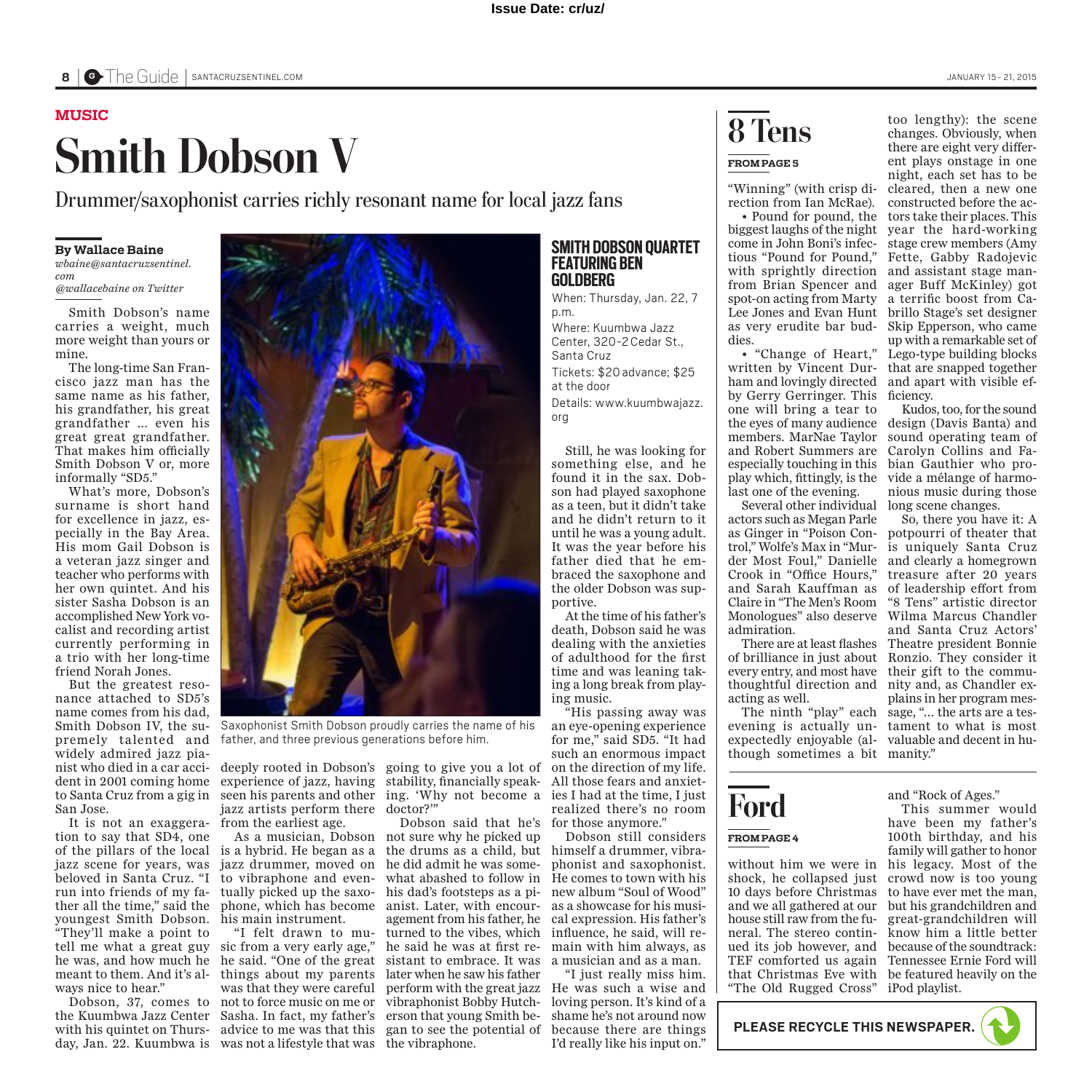Issue Date: cr/uz/

MUSIC

# Smith Dobson V

Drummer/saxophonist carries richly resonant name for local jazz fans

**By Wallace Baine**
*wbaine@santacruzsentinel.com*
*@wallacebaine on Twitter*

Smith Dobson's name carries a weight, much more weight than yours or mine.

The long-time San Francisco jazz man has the same name as his father, his grandfather, his great grandfather … even his great great grandfather. That makes him officially Smith Dobson V or, more informally "SD5."

What's more, Dobson's surname is short hand for excellence in jazz, especially in the Bay Area. His mom Gail Dobson is a veteran jazz singer and teacher who performs with her own quintet. And his sister Sasha Dobson is an accomplished New York vocalist and recording artist currently performing in a trio with her long-time friend Norah Jones.

But the greatest resonance attached to SD5's name comes from his dad, Smith Dobson IV, the supremely talented and widely admired jazz pianist who died in a car accident in 2001 coming home to Santa Cruz from a gig in San Jose.

It is not an exaggeration to say that SD4, one of the pillars of the local jazz scene for years, was beloved in Santa Cruz. "I run into friends of my father all the time," said the youngest Smith Dobson. "They'll make a point to tell me what a great guy he was, and how much he meant to them. And it's always nice to hear."

Dobson, 37, comes to the Kuumbwa Jazz Center with his quintet on Thursday, Jan. 22. Kuumbwa is deeply rooted in Dobson's experience of jazz, having seen his parents and other jazz artists perform there from the earliest age.

Saxophonist Smith Dobson proudly carries the name of his father, and three previous generations before him.

As a musician, Dobson is a hybrid. He began as a jazz drummer, moved on to vibraphone and eventually picked up the saxophone, which has become his main instrument.

"I felt drawn to music from a very early age," he said. "One of the great things about my parents was that they were careful not to force music on me or Sasha. In fact, my father's advice to me was that this was not a lifestyle that was going to give you a lot of stability, financially speaking. 'Why not become a doctor?'"

Dobson said that he's not sure why he picked up the drums as a child, but he did admit he was somewhat abashed to follow in his dad's footsteps as a pianist. Later, with encouragement from his father, he turned to the vibes, which he said he was at first resistant to embrace. It was later when he saw his father perform with the great jazz vibraphonist Bobby Hutcherson that young Smith began to see the potential of the vibraphone.

### SMITH DOBSON QUARTET FEATURING BEN GOLDBERG

When: Thursday, Jan. 22, 7 p.m.

Where: Kuumbwa Jazz Center, 320-2 Cedar St., Santa Cruz

Tickets: $20 advance; $25 at the door

Details: www.kuumbwajazz.org

Still, he was looking for something else, and he found it in the sax. Dobson had played saxophone as a teen, but it didn't take and he didn't return to it until he was a young adult. It was the year before his father died that he embraced the saxophone and the older Dobson was supportive.

At the time of his father's death, Dobson said he was dealing with the anxieties of adulthood for the first time and was leaning taking a long break from playing music.

"His passing away was an eye-opening experience for me," said SD5. "It had such an enormous impact on the direction of my life. All those fears and anxieties I had at the time, I just realized there's no room for those anymore."

Dobson still considers himself a drummer, vibraphonist and saxophonist. He comes to town with his new album "Soul of Wood" as a showcase for his musical expression. His father's influence, he said, will remain with him always, as a musician and as a man.

"I just really miss him. He was such a wise and loving person. It's kind of a shame he's not around now because there are things I'd really like his input on."

# 8 Tens

**FROM PAGE 5**

"Winning" (with crisp direction from Ian McRae).

• Pound for pound, the biggest laughs of the night come in John Boni's infectious "Pound for Pound," with sprightly direction from Brian Spencer and spot-on acting from Marty Lee Jones and Evan Hunt as very erudite bar buddies.

• "Change of Heart," written by Vincent Durham and lovingly directed by Gerry Gerringer. This one will bring a tear to the eyes of many audience members. MarNae Taylor and Robert Summers are especially touching in this play which, fittingly, is the last one of the evening.

Several other individual actors such as Megan Parle as Ginger in "Poison Control," Wolfe's Max in "Murder Most Foul," Danielle Crook in "Office Hours," and Sarah Kauffman as Claire in "The Men's Room Monologues" also deserve admiration.

There are at least flashes of brilliance in just about every entry, and most have thoughtful direction and acting as well.

The ninth "play" each evening is actually unexpectedly enjoyable (although sometimes a bit too lengthy): the scene changes. Obviously, when there are eight very different plays onstage in one night, each set has to be cleared, then a new one constructed before the actors take their places. This year the hard-working stage crew members (Amy Fette, Gabby Radojevic and assistant stage manager Buff McKinley) got a terrific boost from Cabrillo Stage's set designer Skip Epperson, who came up with a remarkable set of Lego-type building blocks that are snapped together and apart with visible efficiency.

Kudos, too, for the sound design (Davis Banta) and sound operating team of Carolyn Collins and Fabian Gauthier who provide a mélange of harmonious music during those long scene changes.

So, there you have it: A potpourri of theater that is uniquely Santa Cruz and clearly a homegrown treasure after 20 years of leadership effort from "8 Tens" artistic director Wilma Marcus Chandler and Santa Cruz Actors' Theatre president Bonnie Ronzio. They consider it their gift to the community and, as Chandler explains in her program message, "… the arts are a testament to what is most valuable and decent in humanity."

# Ford

**FROM PAGE 4**

without him we were in shock, he collapsed just 10 days before Christmas and we all gathered at our house still raw from the funeral. The stereo continued its job however, and TEF comforted us again that Christmas Eve with "The Old Rugged Cross" and "Rock of Ages."

This summer would have been my father's 100th birthday, and his family will gather to honor his legacy. Most of the crowd now is too young to have ever met the man, but his grandchildren and great-grandchildren will know him a little better because of the soundtrack: Tennessee Ernie Ford will be featured heavily on the iPod playlist.

**PLEASE RECYCLE THIS NEWSPAPER.**